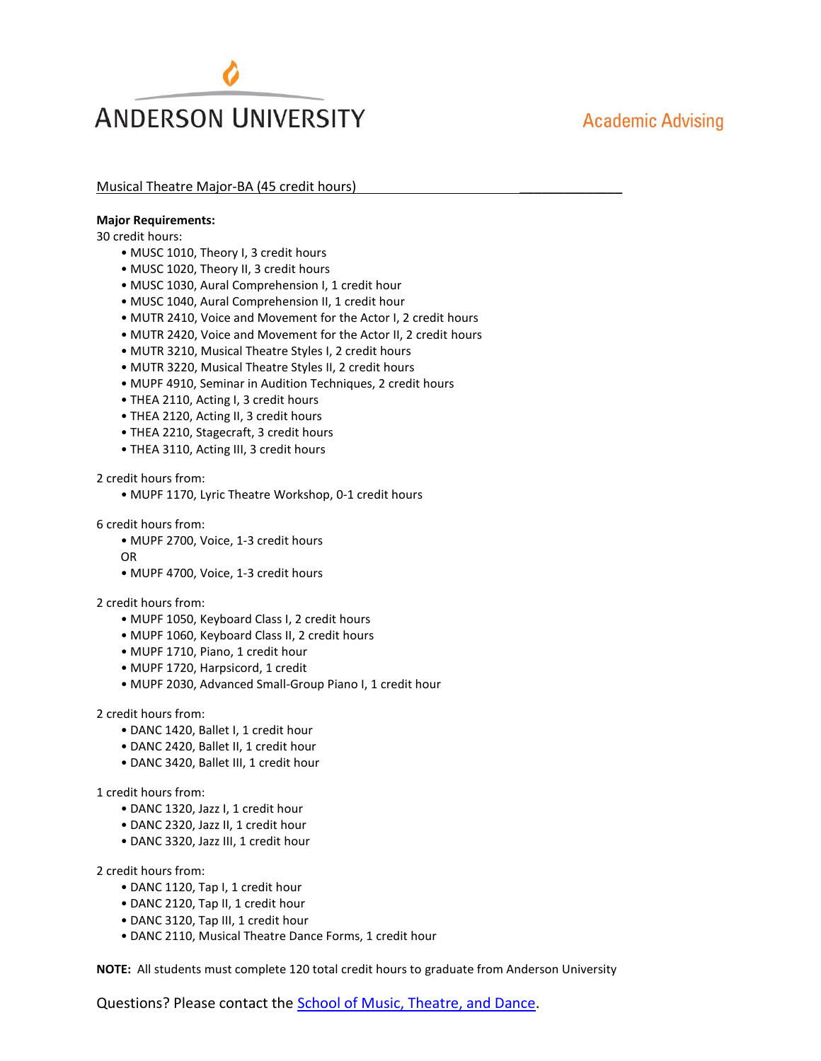ANDERSON UNIVERSITY

Academic Advising

Musical Theatre Major-BA (45 credit hours)

**Major Requirements:**

30 credit hours:

- MUSC 1010, Theory I, 3 credit hours
- MUSC 1020, Theory II, 3 credit hours
- MUSC 1030, Aural Comprehension I, 1 credit hour
- MUSC 1040, Aural Comprehension II, 1 credit hour
- MUTR 2410, Voice and Movement for the Actor I, 2 credit hours
- MUTR 2420, Voice and Movement for the Actor II, 2 credit hours
- MUTR 3210, Musical Theatre Styles I, 2 credit hours
- MUTR 3220, Musical Theatre Styles II, 2 credit hours
- MUPF 4910, Seminar in Audition Techniques, 2 credit hours
- THEA 2110, Acting I, 3 credit hours
- THEA 2120, Acting II, 3 credit hours
- THEA 2210, Stagecraft, 3 credit hours
- THEA 3110, Acting III, 3 credit hours

2 credit hours from:

- MUPF 1170, Lyric Theatre Workshop, 0-1 credit hours

6 credit hours from:

- MUPF 2700, Voice, 1-3 credit hours

OR

- MUPF 4700, Voice, 1-3 credit hours

2 credit hours from:

- MUPF 1050, Keyboard Class I, 2 credit hours
- MUPF 1060, Keyboard Class II, 2 credit hours
- MUPF 1710, Piano, 1 credit hour
- MUPF 1720, Harpsicord, 1 credit
- MUPF 2030, Advanced Small-Group Piano I, 1 credit hour

2 credit hours from:

- DANC 1420, Ballet I, 1 credit hour
- DANC 2420, Ballet II, 1 credit hour
- DANC 3420, Ballet III, 1 credit hour

1 credit hours from:

- DANC 1320, Jazz I, 1 credit hour
- DANC 2320, Jazz II, 1 credit hour
- DANC 3320, Jazz III, 1 credit hour

2 credit hours from:

- DANC 1120, Tap I, 1 credit hour
- DANC 2120, Tap II, 1 credit hour
- DANC 3120, Tap III, 1 credit hour
- DANC 2110, Musical Theatre Dance Forms, 1 credit hour

**NOTE:** All students must complete 120 total credit hours to graduate from Anderson University

Questions? Please contact the [School of Music, Theatre, and Dance](School of Music, Theatre, and Dance).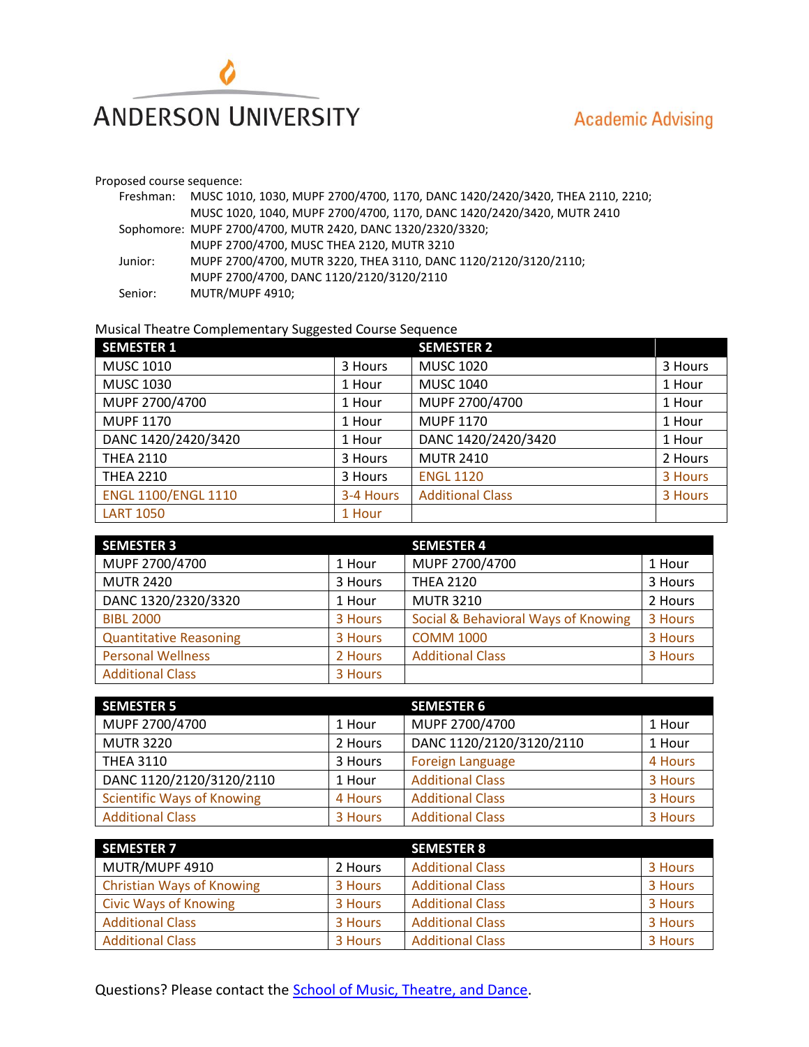# ANDERSON UNIVERSITY

Academic Advising

Proposed course sequence:

- Freshman: MUSC 1010, 1030, MUPF 2700/4700, 1170, DANC 1420/2420/3420, THEA 2110, 2210; MUSC 1020, 1040, MUPF 2700/4700, 1170, DANC 1420/2420/3420, MUTR 2410
- Sophomore: MUPF 2700/4700, MUTR 2420, DANC 1320/2320/3320; MUPF 2700/4700, MUSC THEA 2120, MUTR 3210
- Junior: MUPF 2700/4700, MUTR 3220, THEA 3110, DANC 1120/2120/3120/2110; MUPF 2700/4700, DANC 1120/2120/3120/2110
- Senior: MUTR/MUPF 4910;

Musical Theatre Complementary Suggested Course Sequence

| SEMESTER 1 | | SEMESTER 2 | |
|---|---|---|---|
| MUSC 1010 | 3 Hours | MUSC 1020 | 3 Hours |
| MUSC 1030 | 1 Hour | MUSC 1040 | 1 Hour |
| MUPF 2700/4700 | 1 Hour | MUPF 2700/4700 | 1 Hour |
| MUPF 1170 | 1 Hour | MUPF 1170 | 1 Hour |
| DANC 1420/2420/3420 | 1 Hour | DANC 1420/2420/3420 | 1 Hour |
| THEA 2110 | 3 Hours | MUTR 2410 | 2 Hours |
| THEA 2210 | 3 Hours | ENGL 1120 | 3 Hours |
| ENGL 1100/ENGL 1110 | 3-4 Hours | Additional Class | 3 Hours |
| LART 1050 | 1 Hour | | |

| SEMESTER 3 | | SEMESTER 4 | |
|---|---|---|---|
| MUPF 2700/4700 | 1 Hour | MUPF 2700/4700 | 1 Hour |
| MUTR 2420 | 3 Hours | THEA 2120 | 3 Hours |
| DANC 1320/2320/3320 | 1 Hour | MUTR 3210 | 2 Hours |
| BIBL 2000 | 3 Hours | Social & Behavioral Ways of Knowing | 3 Hours |
| Quantitative Reasoning | 3 Hours | COMM 1000 | 3 Hours |
| Personal Wellness | 2 Hours | Additional Class | 3 Hours |
| Additional Class | 3 Hours | | |

| SEMESTER 5 | | SEMESTER 6 | |
|---|---|---|---|
| MUPF 2700/4700 | 1 Hour | MUPF 2700/4700 | 1 Hour |
| MUTR 3220 | 2 Hours | DANC 1120/2120/3120/2110 | 1 Hour |
| THEA 3110 | 3 Hours | Foreign Language | 4 Hours |
| DANC 1120/2120/3120/2110 | 1 Hour | Additional Class | 3 Hours |
| Scientific Ways of Knowing | 4 Hours | Additional Class | 3 Hours |
| Additional Class | 3 Hours | Additional Class | 3 Hours |

| SEMESTER 7 | | SEMESTER 8 | |
|---|---|---|---|
| MUTR/MUPF 4910 | 2 Hours | Additional Class | 3 Hours |
| Christian Ways of Knowing | 3 Hours | Additional Class | 3 Hours |
| Civic Ways of Knowing | 3 Hours | Additional Class | 3 Hours |
| Additional Class | 3 Hours | Additional Class | 3 Hours |
| Additional Class | 3 Hours | Additional Class | 3 Hours |

Questions? Please contact the School of Music, Theatre, and Dance.